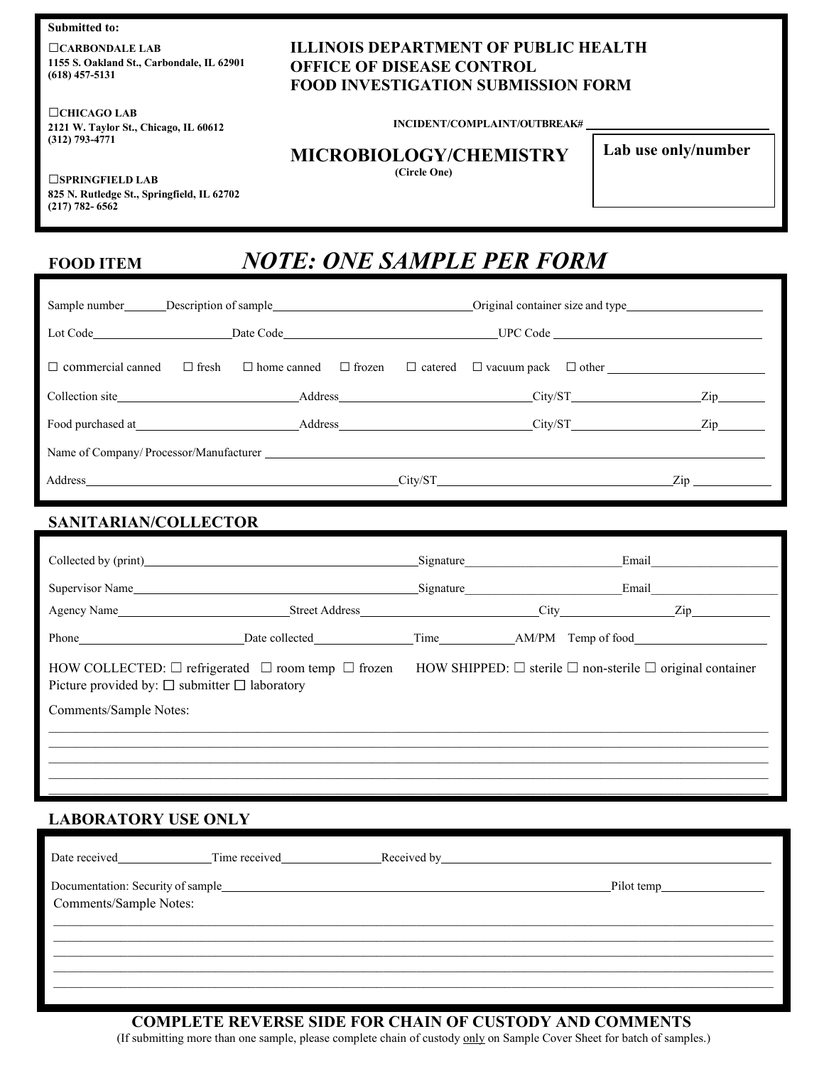**Submitted to:**

☐**CARBONDALE LAB**
**1155 S. Oakland St., Carbondale, IL 62901**
**(618) 457-5131**

☐**CHICAGO LAB**
**2121 W. Taylor St., Chicago, IL 60612**
**(312) 793-4771**

☐**SPRINGFIELD LAB**
**825 N. Rutledge St., Springfield, IL 62702**
**(217) 782- 6562**

# ILLINOIS DEPARTMENT OF PUBLIC HEALTH
# OFFICE OF DISEASE CONTROL
# FOOD INVESTIGATION SUBMISSION FORM

**INCIDENT/COMPLAINT/OUTBREAK#** ____________________

## MICROBIOLOGY/CHEMISTRY

**(Circle One)**

**Lab use only/number**

## FOOD ITEM

***NOTE: ONE SAMPLE PER FORM***

Sample number______ Description of sample______________________________ Original container size and type______________________

Lot Code______________________ Date Code________________________________ UPC Code ____________________________

☐ commercial canned ☐ fresh ☐ home canned ☐ frozen ☐ catered ☐ vacuum pack ☐ other ______________________

Collection site__________________________ Address______________________________ City/ST____________________ Zip_______

Food purchased at________________________ Address______________________________ City/ST____________________ Zip_______

Name of Company/ Processor/Manufacturer ______________________________________________________________

Address__________________________________________________ City/ST______________________________________ Zip ____________

## SANITARIAN/COLLECTOR

Collected by (print)_____________________________________________ Signature_______________________ Email____________________

Supervisor Name________________________________________________ Signature_______________________ Email____________________

Agency Name__________________________ Street Address______________________________ City__________________ Zip____________

Phone__________________________ Date collected_______________ Time___________ AM/PM Temp of food____________________

HOW COLLECTED: ☐ refrigerated ☐ room temp ☐ frozen HOW SHIPPED: ☐ sterile ☐ non-sterile ☐ original container
Picture provided by: ☐ submitter ☐ laboratory

Comments/Sample Notes:

______________________________________________________________________________________________

______________________________________________________________________________________________

______________________________________________________________________________________________

______________________________________________________________________________________________

______________________________________________________________________________________________

## LABORATORY USE ONLY

Date received_______________ Time received_______________ Received by____________________________________________

Documentation: Security of sample__________________________________________________________ Pilot temp________________

Comments/Sample Notes:

______________________________________________________________________________________________

______________________________________________________________________________________________

______________________________________________________________________________________________

______________________________________________________________________________________________

______________________________________________________________________________________________

**COMPLETE REVERSE SIDE FOR CHAIN OF CUSTODY AND COMMENTS**

(If submitting more than one sample, please complete chain of custody only on Sample Cover Sheet for batch of samples.)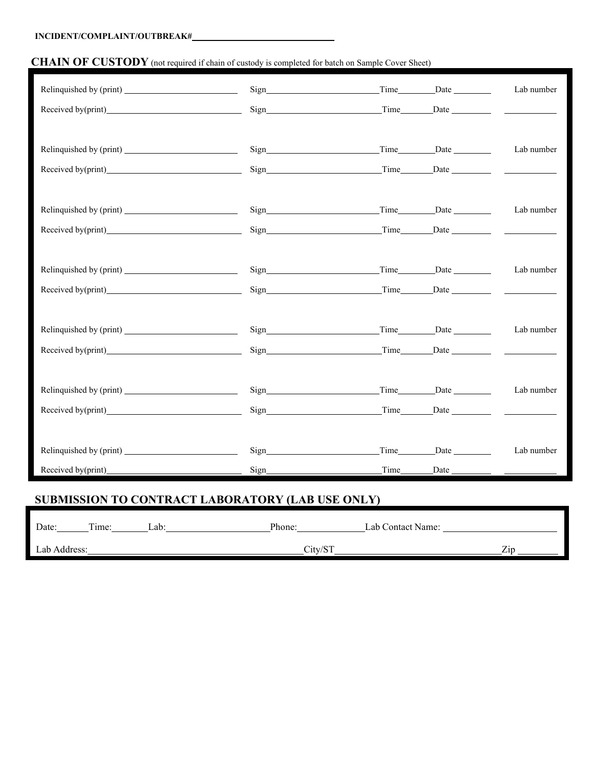INCIDENT/COMPLAINT/OUTBREAK#\_\_\_\_\_\_\_\_\_\_\_\_\_\_\_\_\_\_\_\_\_\_\_\_\_\_\_\_

## CHAIN OF CUSTODY (not required if chain of custody is completed for batch on Sample Cover Sheet)

| | | | | |
|---|---|---|---|---|
| Relinquished by (print) \_\_\_\_\_\_\_\_\_\_\_\_ | Sign\_\_\_\_\_\_\_\_\_\_\_\_ | Time\_\_\_\_\_\_ | Date \_\_\_\_\_\_ | Lab number |
| Received by(print)\_\_\_\_\_\_\_\_\_\_\_\_ | Sign\_\_\_\_\_\_\_\_\_\_\_\_ | Time\_\_\_\_\_\_ | Date \_\_\_\_\_\_ | \_\_\_\_\_\_ |
| Relinquished by (print) \_\_\_\_\_\_\_\_\_\_\_\_ | Sign\_\_\_\_\_\_\_\_\_\_\_\_ | Time\_\_\_\_\_\_ | Date \_\_\_\_\_\_ | Lab number |
| Received by(print)\_\_\_\_\_\_\_\_\_\_\_\_ | Sign\_\_\_\_\_\_\_\_\_\_\_\_ | Time\_\_\_\_\_\_ | Date \_\_\_\_\_\_ | \_\_\_\_\_\_ |
| Relinquished by (print) \_\_\_\_\_\_\_\_\_\_\_\_ | Sign\_\_\_\_\_\_\_\_\_\_\_\_ | Time\_\_\_\_\_\_ | Date \_\_\_\_\_\_ | Lab number |
| Received by(print)\_\_\_\_\_\_\_\_\_\_\_\_ | Sign\_\_\_\_\_\_\_\_\_\_\_\_ | Time\_\_\_\_\_\_ | Date \_\_\_\_\_\_ | \_\_\_\_\_\_ |
| Relinquished by (print) \_\_\_\_\_\_\_\_\_\_\_\_ | Sign\_\_\_\_\_\_\_\_\_\_\_\_ | Time\_\_\_\_\_\_ | Date \_\_\_\_\_\_ | Lab number |
| Received by(print)\_\_\_\_\_\_\_\_\_\_\_\_ | Sign\_\_\_\_\_\_\_\_\_\_\_\_ | Time\_\_\_\_\_\_ | Date \_\_\_\_\_\_ | \_\_\_\_\_\_ |
| Relinquished by (print) \_\_\_\_\_\_\_\_\_\_\_\_ | Sign\_\_\_\_\_\_\_\_\_\_\_\_ | Time\_\_\_\_\_\_ | Date \_\_\_\_\_\_ | Lab number |
| Received by(print)\_\_\_\_\_\_\_\_\_\_\_\_ | Sign\_\_\_\_\_\_\_\_\_\_\_\_ | Time\_\_\_\_\_\_ | Date \_\_\_\_\_\_ | \_\_\_\_\_\_ |
| Relinquished by (print) \_\_\_\_\_\_\_\_\_\_\_\_ | Sign\_\_\_\_\_\_\_\_\_\_\_\_ | Time\_\_\_\_\_\_ | Date \_\_\_\_\_\_ | Lab number |
| Received by(print)\_\_\_\_\_\_\_\_\_\_\_\_ | Sign\_\_\_\_\_\_\_\_\_\_\_\_ | Time\_\_\_\_\_\_ | Date \_\_\_\_\_\_ | \_\_\_\_\_\_ |
| Relinquished by (print) \_\_\_\_\_\_\_\_\_\_\_\_ | Sign\_\_\_\_\_\_\_\_\_\_\_\_ | Time\_\_\_\_\_\_ | Date \_\_\_\_\_\_ | Lab number |
| Received by(print)\_\_\_\_\_\_\_\_\_\_\_\_ | Sign\_\_\_\_\_\_\_\_\_\_\_\_ | Time\_\_\_\_\_\_ | Date \_\_\_\_\_\_ | \_\_\_\_\_\_ |

## SUBMISSION TO CONTRACT LABORATORY (LAB USE ONLY)

Date:\_\_\_\_\_\_ Time:\_\_\_\_\_\_ Lab:\_\_\_\_\_\_\_\_\_\_\_\_ Phone:\_\_\_\_\_\_\_\_\_\_\_\_ Lab Contact Name: \_\_\_\_\_\_\_\_\_\_\_\_

Lab Address:\_\_\_\_\_\_\_\_\_\_\_\_\_\_\_\_\_\_\_\_\_\_\_\_ City/ST\_\_\_\_\_\_\_\_\_\_\_\_\_\_\_\_\_\_\_\_\_\_\_\_ Zip \_\_\_\_\_\_